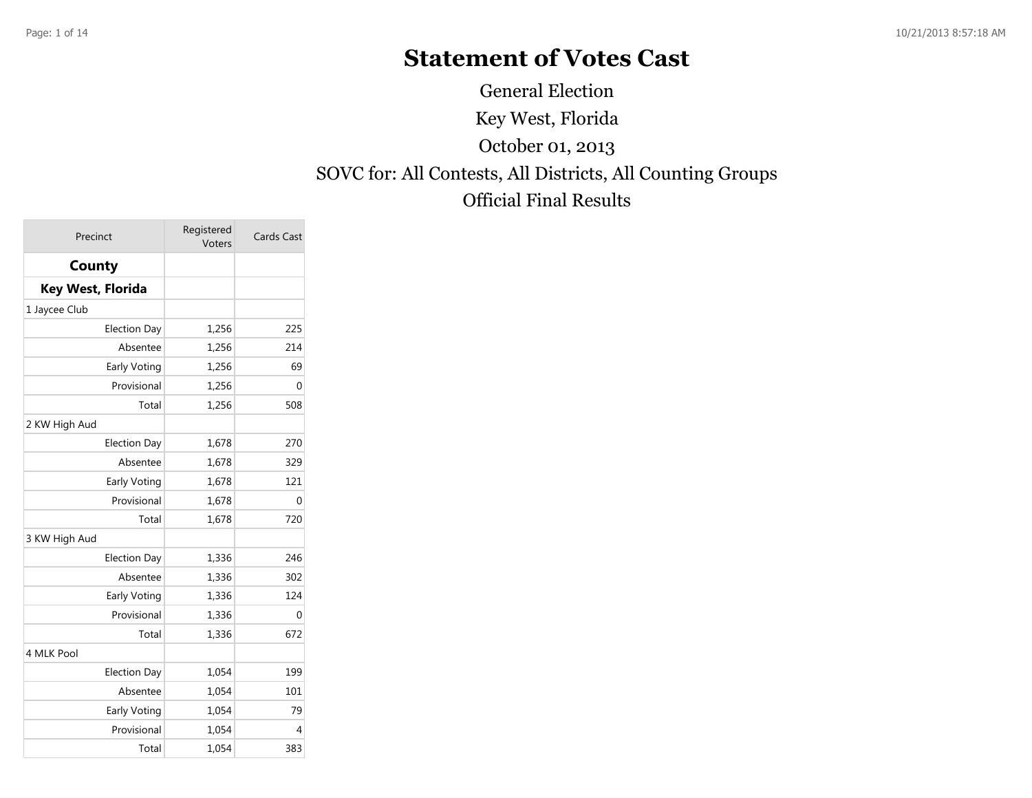# Statement of Votes Cast

General Election

Key West, Florida

October 01, 2013

SOVC for: All Contests, All Districts, All Counting Groups

Official Final Results

| Precinct | Registered Voters | Cards Cast |
|---|---|---|
| **County** | | |
| **Key West, Florida** | | |
| 1 Jaycee Club | | |
| Election Day | 1,256 | 225 |
| Absentee | 1,256 | 214 |
| Early Voting | 1,256 | 69 |
| Provisional | 1,256 | 0 |
| Total | 1,256 | 508 |
| 2 KW High Aud | | |
| Election Day | 1,678 | 270 |
| Absentee | 1,678 | 329 |
| Early Voting | 1,678 | 121 |
| Provisional | 1,678 | 0 |
| Total | 1,678 | 720 |
| 3 KW High Aud | | |
| Election Day | 1,336 | 246 |
| Absentee | 1,336 | 302 |
| Early Voting | 1,336 | 124 |
| Provisional | 1,336 | 0 |
| Total | 1,336 | 672 |
| 4 MLK Pool | | |
| Election Day | 1,054 | 199 |
| Absentee | 1,054 | 101 |
| Early Voting | 1,054 | 79 |
| Provisional | 1,054 | 4 |
| Total | 1,054 | 383 |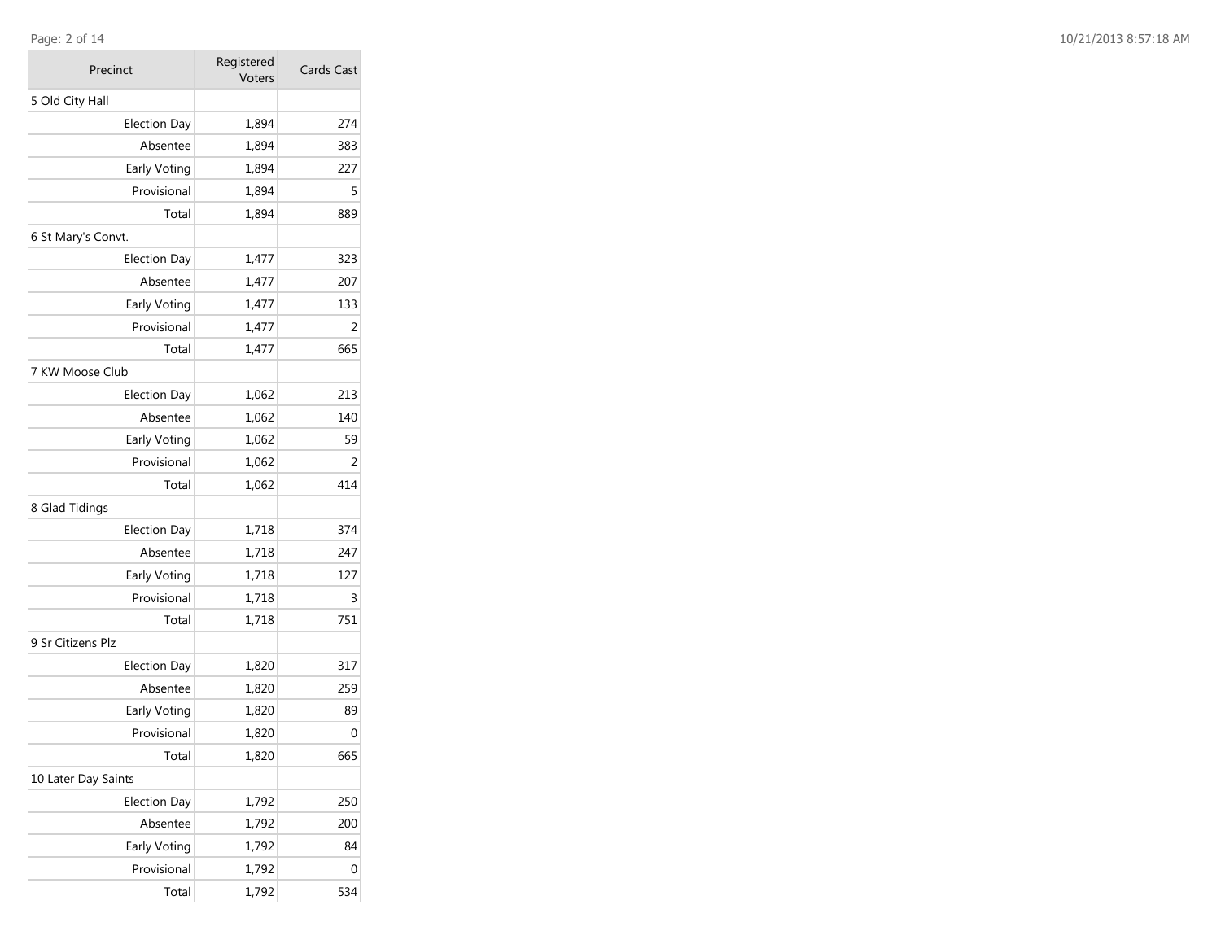| Precinct | Registered Voters | Cards Cast |
|---|---|---|
| 5 Old City Hall | | |
| Election Day | 1,894 | 274 |
| Absentee | 1,894 | 383 |
| Early Voting | 1,894 | 227 |
| Provisional | 1,894 | 5 |
| Total | 1,894 | 889 |
| 6 St Mary's Convt. | | |
| Election Day | 1,477 | 323 |
| Absentee | 1,477 | 207 |
| Early Voting | 1,477 | 133 |
| Provisional | 1,477 | 2 |
| Total | 1,477 | 665 |
| 7 KW Moose Club | | |
| Election Day | 1,062 | 213 |
| Absentee | 1,062 | 140 |
| Early Voting | 1,062 | 59 |
| Provisional | 1,062 | 2 |
| Total | 1,062 | 414 |
| 8 Glad Tidings | | |
| Election Day | 1,718 | 374 |
| Absentee | 1,718 | 247 |
| Early Voting | 1,718 | 127 |
| Provisional | 1,718 | 3 |
| Total | 1,718 | 751 |
| 9 Sr Citizens Plz | | |
| Election Day | 1,820 | 317 |
| Absentee | 1,820 | 259 |
| Early Voting | 1,820 | 89 |
| Provisional | 1,820 | 0 |
| Total | 1,820 | 665 |
| 10 Later Day Saints | | |
| Election Day | 1,792 | 250 |
| Absentee | 1,792 | 200 |
| Early Voting | 1,792 | 84 |
| Provisional | 1,792 | 0 |
| Total | 1,792 | 534 |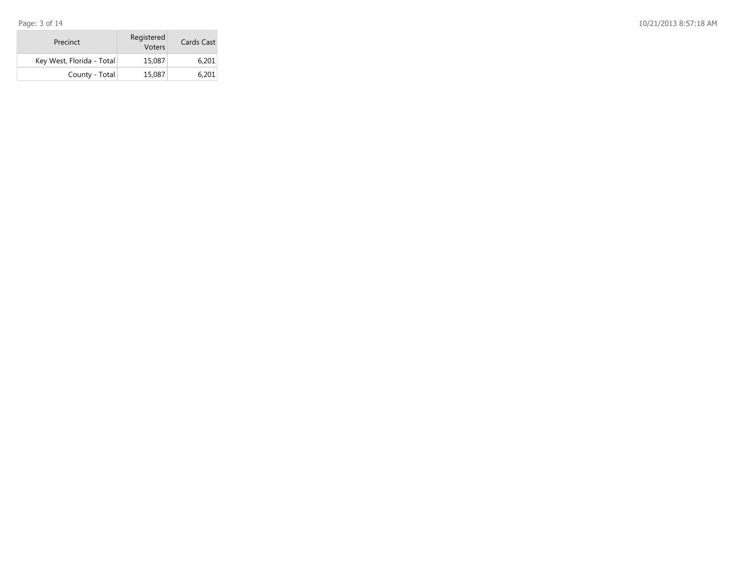| Precinct | Registered Voters | Cards Cast |
| --- | --- | --- |
| Key West, Florida - Total | 15,087 | 6,201 |
| County - Total | 15,087 | 6,201 |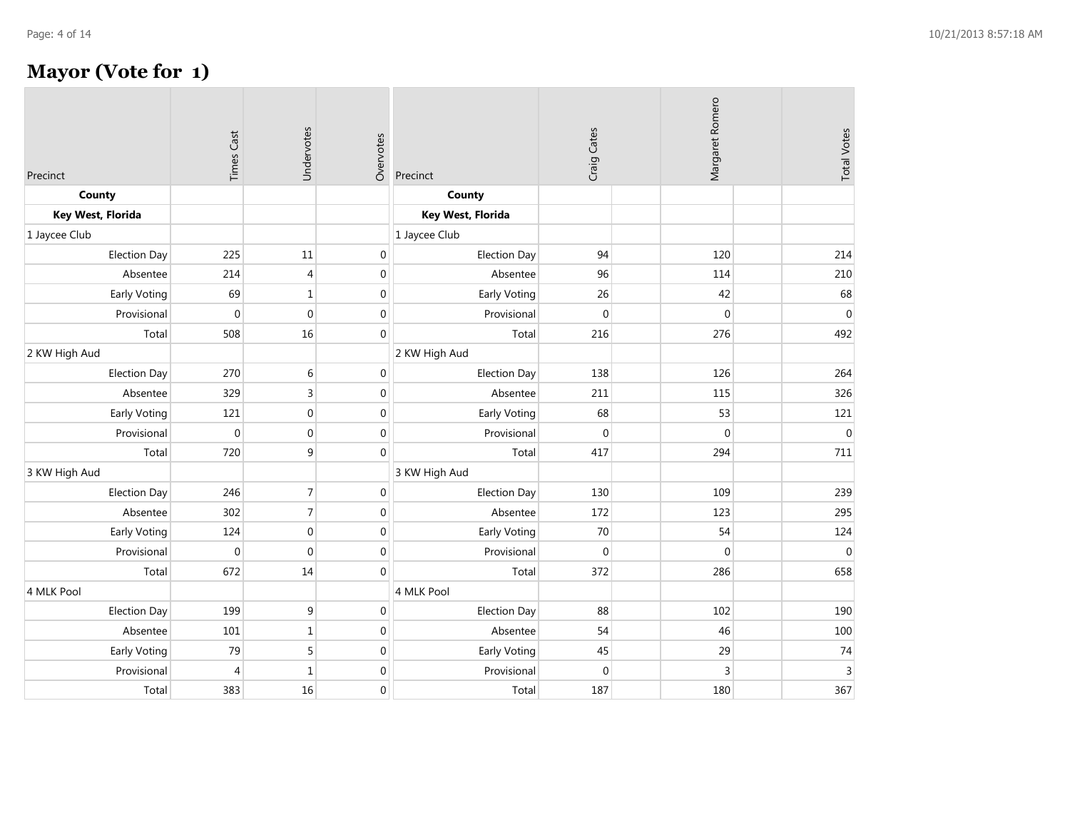# Mayor (Vote for 1)

| Precinct | Times Cast | Undervotes | Overvotes | Precinct | Craig Cates | Margaret Romero | Total Votes |
|---|---|---|---|---|---|---|---|
| **County** | | | | **County** | | | |
| **Key West, Florida** | | | | **Key West, Florida** | | | |
| 1 Jaycee Club | | | | 1 Jaycee Club | | | |
| Election Day | 225 | 11 | 0 | Election Day | 94 | 120 | 214 |
| Absentee | 214 | 4 | 0 | Absentee | 96 | 114 | 210 |
| Early Voting | 69 | 1 | 0 | Early Voting | 26 | 42 | 68 |
| Provisional | 0 | 0 | 0 | Provisional | 0 | 0 | 0 |
| Total | 508 | 16 | 0 | Total | 216 | 276 | 492 |
| 2 KW High Aud | | | | 2 KW High Aud | | | |
| Election Day | 270 | 6 | 0 | Election Day | 138 | 126 | 264 |
| Absentee | 329 | 3 | 0 | Absentee | 211 | 115 | 326 |
| Early Voting | 121 | 0 | 0 | Early Voting | 68 | 53 | 121 |
| Provisional | 0 | 0 | 0 | Provisional | 0 | 0 | 0 |
| Total | 720 | 9 | 0 | Total | 417 | 294 | 711 |
| 3 KW High Aud | | | | 3 KW High Aud | | | |
| Election Day | 246 | 7 | 0 | Election Day | 130 | 109 | 239 |
| Absentee | 302 | 7 | 0 | Absentee | 172 | 123 | 295 |
| Early Voting | 124 | 0 | 0 | Early Voting | 70 | 54 | 124 |
| Provisional | 0 | 0 | 0 | Provisional | 0 | 0 | 0 |
| Total | 672 | 14 | 0 | Total | 372 | 286 | 658 |
| 4 MLK Pool | | | | 4 MLK Pool | | | |
| Election Day | 199 | 9 | 0 | Election Day | 88 | 102 | 190 |
| Absentee | 101 | 1 | 0 | Absentee | 54 | 46 | 100 |
| Early Voting | 79 | 5 | 0 | Early Voting | 45 | 29 | 74 |
| Provisional | 4 | 1 | 0 | Provisional | 0 | 3 | 3 |
| Total | 383 | 16 | 0 | Total | 187 | 180 | 367 |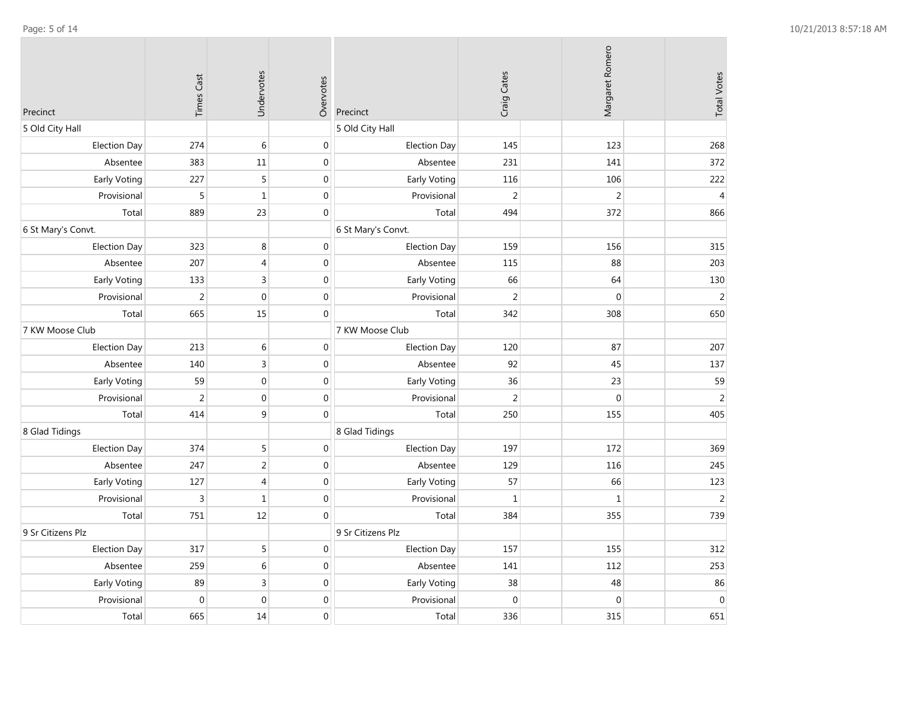| Precinct | Times Cast | Undervotes | Overvotes |
|---|---|---|---|
| 5 Old City Hall | | | |
| Election Day | 274 | 6 | 0 |
| Absentee | 383 | 11 | 0 |
| Early Voting | 227 | 5 | 0 |
| Provisional | 5 | 1 | 0 |
| Total | 889 | 23 | 0 |
| 6 St Mary's Convt. | | | |
| Election Day | 323 | 8 | 0 |
| Absentee | 207 | 4 | 0 |
| Early Voting | 133 | 3 | 0 |
| Provisional | 2 | 0 | 0 |
| Total | 665 | 15 | 0 |
| 7 KW Moose Club | | | |
| Election Day | 213 | 6 | 0 |
| Absentee | 140 | 3 | 0 |
| Early Voting | 59 | 0 | 0 |
| Provisional | 2 | 0 | 0 |
| Total | 414 | 9 | 0 |
| 8 Glad Tidings | | | |
| Election Day | 374 | 5 | 0 |
| Absentee | 247 | 2 | 0 |
| Early Voting | 127 | 4 | 0 |
| Provisional | 3 | 1 | 0 |
| Total | 751 | 12 | 0 |
| 9 Sr Citizens Plz | | | |
| Election Day | 317 | 5 | 0 |
| Absentee | 259 | 6 | 0 |
| Early Voting | 89 | 3 | 0 |
| Provisional | 0 | 0 | 0 |
| Total | 665 | 14 | 0 |

| Precinct | Craig Cates | Margaret Romero | Total Votes |
|---|---|---|---|
| 5 Old City Hall | | | |
| Election Day | 145 | 123 | 268 |
| Absentee | 231 | 141 | 372 |
| Early Voting | 116 | 106 | 222 |
| Provisional | 2 | 2 | 4 |
| Total | 494 | 372 | 866 |
| 6 St Mary's Convt. | | | |
| Election Day | 159 | 156 | 315 |
| Absentee | 115 | 88 | 203 |
| Early Voting | 66 | 64 | 130 |
| Provisional | 2 | 0 | 2 |
| Total | 342 | 308 | 650 |
| 7 KW Moose Club | | | |
| Election Day | 120 | 87 | 207 |
| Absentee | 92 | 45 | 137 |
| Early Voting | 36 | 23 | 59 |
| Provisional | 2 | 0 | 2 |
| Total | 250 | 155 | 405 |
| 8 Glad Tidings | | | |
| Election Day | 197 | 172 | 369 |
| Absentee | 129 | 116 | 245 |
| Early Voting | 57 | 66 | 123 |
| Provisional | 1 | 1 | 2 |
| Total | 384 | 355 | 739 |
| 9 Sr Citizens Plz | | | |
| Election Day | 157 | 155 | 312 |
| Absentee | 141 | 112 | 253 |
| Early Voting | 38 | 48 | 86 |
| Provisional | 0 | 0 | 0 |
| Total | 336 | 315 | 651 |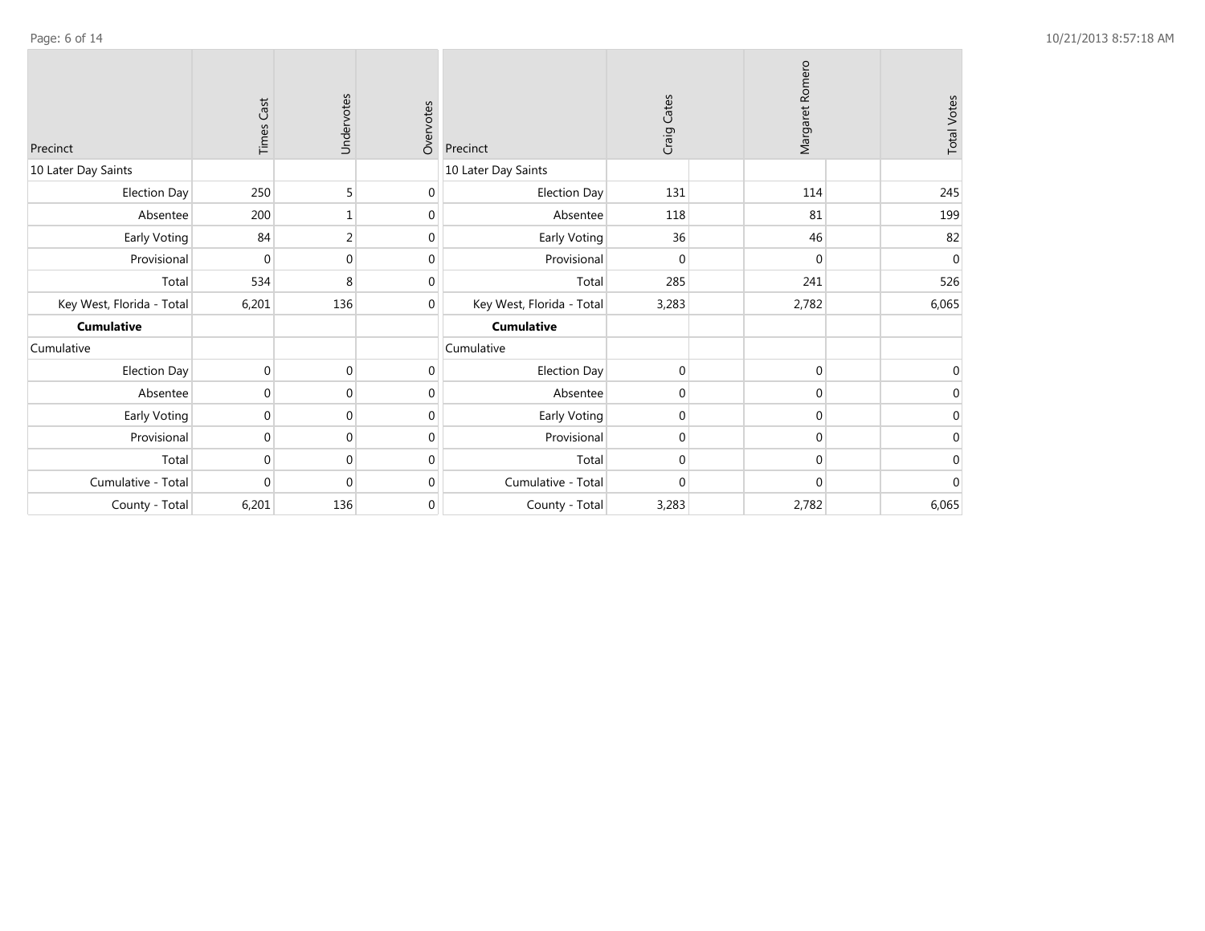| Precinct | Times Cast | Undervotes | Overvotes |
|---|---|---|---|
| 10 Later Day Saints | | | |
| Election Day | 250 | 5 | 0 |
| Absentee | 200 | 1 | 0 |
| Early Voting | 84 | 2 | 0 |
| Provisional | 0 | 0 | 0 |
| Total | 534 | 8 | 0 |
| Key West, Florida - Total | 6,201 | 136 | 0 |
| **Cumulative** | | | |
| Cumulative | | | |
| Election Day | 0 | 0 | 0 |
| Absentee | 0 | 0 | 0 |
| Early Voting | 0 | 0 | 0 |
| Provisional | 0 | 0 | 0 |
| Total | 0 | 0 | 0 |
| Cumulative - Total | 0 | 0 | 0 |
| County - Total | 6,201 | 136 | 0 |

| Precinct | Craig Cates | | Margaret Romero | | Total Votes |
|---|---|---|---|---|---|
| 10 Later Day Saints | | | | | |
| Election Day | 131 | | 114 | | 245 |
| Absentee | 118 | | 81 | | 199 |
| Early Voting | 36 | | 46 | | 82 |
| Provisional | 0 | | 0 | | 0 |
| Total | 285 | | 241 | | 526 |
| Key West, Florida - Total | 3,283 | | 2,782 | | 6,065 |
| **Cumulative** | | | | | |
| Cumulative | | | | | |
| Election Day | 0 | | 0 | | 0 |
| Absentee | 0 | | 0 | | 0 |
| Early Voting | 0 | | 0 | | 0 |
| Provisional | 0 | | 0 | | 0 |
| Total | 0 | | 0 | | 0 |
| Cumulative - Total | 0 | | 0 | | 0 |
| County - Total | 3,283 | | 2,782 | | 6,065 |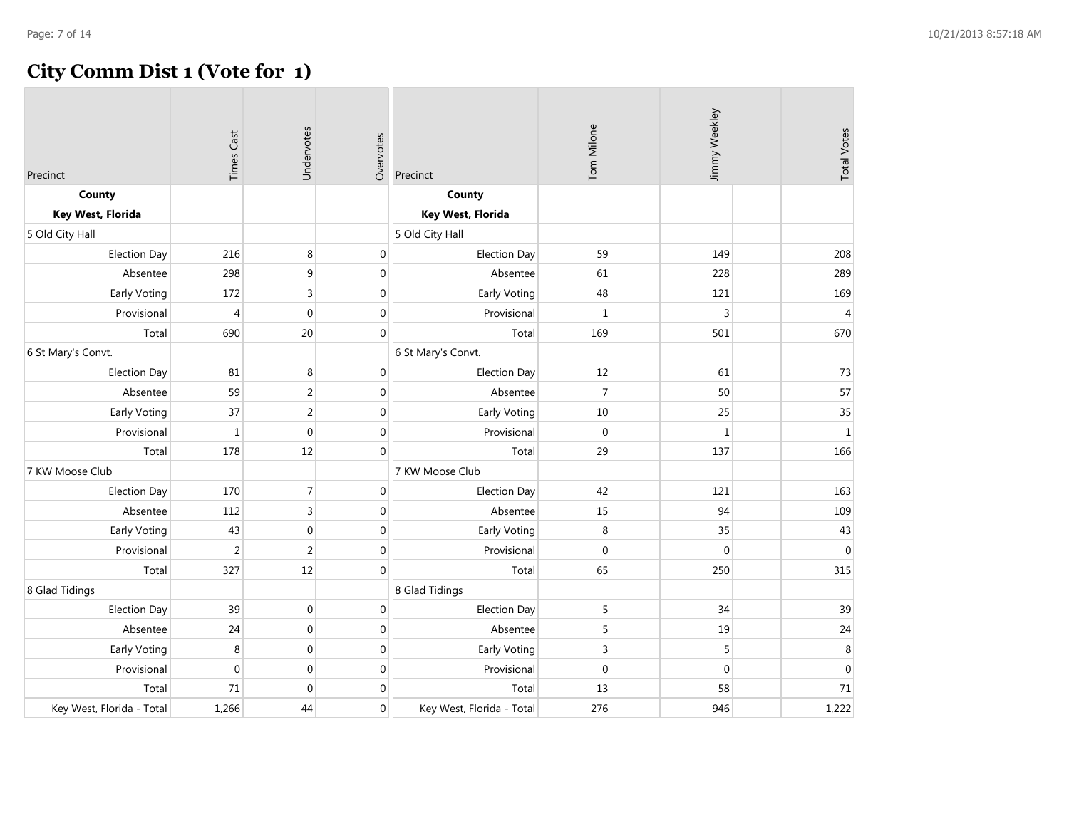# City Comm Dist 1 (Vote for 1)

| Precinct | Times Cast | Undervotes | Overvotes |
|---|---|---|---|
| **County** | | | |
| **Key West, Florida** | | | |
| 5 Old City Hall | | | |
| Election Day | 216 | 8 | 0 |
| Absentee | 298 | 9 | 0 |
| Early Voting | 172 | 3 | 0 |
| Provisional | 4 | 0 | 0 |
| Total | 690 | 20 | 0 |
| 6 St Mary's Convt. | | | |
| Election Day | 81 | 8 | 0 |
| Absentee | 59 | 2 | 0 |
| Early Voting | 37 | 2 | 0 |
| Provisional | 1 | 0 | 0 |
| Total | 178 | 12 | 0 |
| 7 KW Moose Club | | | |
| Election Day | 170 | 7 | 0 |
| Absentee | 112 | 3 | 0 |
| Early Voting | 43 | 0 | 0 |
| Provisional | 2 | 2 | 0 |
| Total | 327 | 12 | 0 |
| 8 Glad Tidings | | | |
| Election Day | 39 | 0 | 0 |
| Absentee | 24 | 0 | 0 |
| Early Voting | 8 | 0 | 0 |
| Provisional | 0 | 0 | 0 |
| Total | 71 | 0 | 0 |
| Key West, Florida - Total | 1,266 | 44 | 0 |

| Precinct | Tom Milone | Jimmy Weekley | Total Votes |
|---|---|---|---|
| **County** | | | |
| **Key West, Florida** | | | |
| 5 Old City Hall | | | |
| Election Day | 59 | 149 | 208 |
| Absentee | 61 | 228 | 289 |
| Early Voting | 48 | 121 | 169 |
| Provisional | 1 | 3 | 4 |
| Total | 169 | 501 | 670 |
| 6 St Mary's Convt. | | | |
| Election Day | 12 | 61 | 73 |
| Absentee | 7 | 50 | 57 |
| Early Voting | 10 | 25 | 35 |
| Provisional | 0 | 1 | 1 |
| Total | 29 | 137 | 166 |
| 7 KW Moose Club | | | |
| Election Day | 42 | 121 | 163 |
| Absentee | 15 | 94 | 109 |
| Early Voting | 8 | 35 | 43 |
| Provisional | 0 | 0 | 0 |
| Total | 65 | 250 | 315 |
| 8 Glad Tidings | | | |
| Election Day | 5 | 34 | 39 |
| Absentee | 5 | 19 | 24 |
| Early Voting | 3 | 5 | 8 |
| Provisional | 0 | 0 | 0 |
| Total | 13 | 58 | 71 |
| Key West, Florida - Total | 276 | 946 | 1,222 |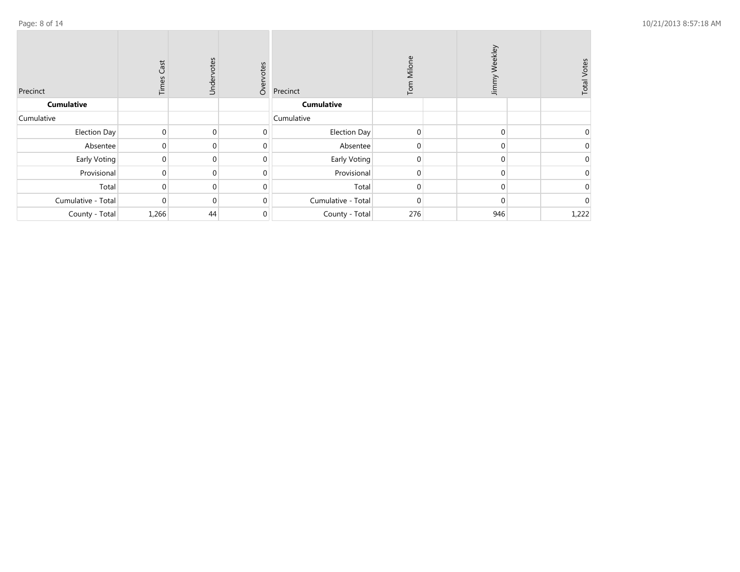| Precinct | Times Cast | Undervotes | Overvotes |
|---|---|---|---|
| **Cumulative** | | | |
| Cumulative | | | |
| Election Day | 0 | 0 | 0 |
| Absentee | 0 | 0 | 0 |
| Early Voting | 0 | 0 | 0 |
| Provisional | 0 | 0 | 0 |
| Total | 0 | 0 | 0 |
| Cumulative - Total | 0 | 0 | 0 |
| County - Total | 1,266 | 44 | 0 |

| Precinct | Tom Milone | | Jimmy Weekley | | Total Votes |
|---|---|---|---|---|---|
| **Cumulative** | | | | | |
| Cumulative | | | | | |
| Election Day | 0 | | 0 | | 0 |
| Absentee | 0 | | 0 | | 0 |
| Early Voting | 0 | | 0 | | 0 |
| Provisional | 0 | | 0 | | 0 |
| Total | 0 | | 0 | | 0 |
| Cumulative - Total | 0 | | 0 | | 0 |
| County - Total | 276 | | 946 | | 1,222 |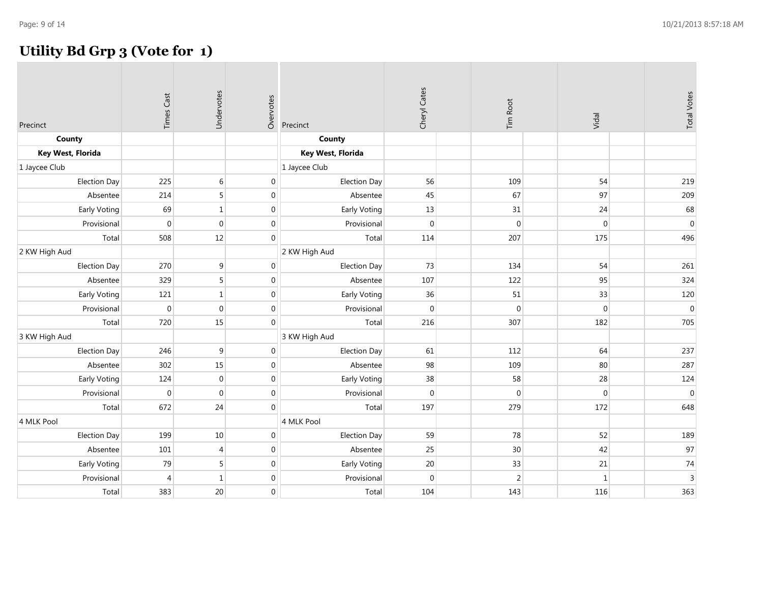# Utility Bd Grp 3 (Vote for 1)

| Precinct | Times Cast | Undervotes | Overvotes | Cheryl Cates | Tim Root | Vidal | Total Votes |
|---|---|---|---|---|---|---|---|
| **County** | | | | | | | |
| **Key West, Florida** | | | | | | | |
| 1 Jaycee Club | | | | | | | |
| Election Day | 225 | 6 | 0 | 56 | 109 | 54 | 219 |
| Absentee | 214 | 5 | 0 | 45 | 67 | 97 | 209 |
| Early Voting | 69 | 1 | 0 | 13 | 31 | 24 | 68 |
| Provisional | 0 | 0 | 0 | 0 | 0 | 0 | 0 |
| Total | 508 | 12 | 0 | 114 | 207 | 175 | 496 |
| 2 KW High Aud | | | | | | | |
| Election Day | 270 | 9 | 0 | 73 | 134 | 54 | 261 |
| Absentee | 329 | 5 | 0 | 107 | 122 | 95 | 324 |
| Early Voting | 121 | 1 | 0 | 36 | 51 | 33 | 120 |
| Provisional | 0 | 0 | 0 | 0 | 0 | 0 | 0 |
| Total | 720 | 15 | 0 | 216 | 307 | 182 | 705 |
| 3 KW High Aud | | | | | | | |
| Election Day | 246 | 9 | 0 | 61 | 112 | 64 | 237 |
| Absentee | 302 | 15 | 0 | 98 | 109 | 80 | 287 |
| Early Voting | 124 | 0 | 0 | 38 | 58 | 28 | 124 |
| Provisional | 0 | 0 | 0 | 0 | 0 | 0 | 0 |
| Total | 672 | 24 | 0 | 197 | 279 | 172 | 648 |
| 4 MLK Pool | | | | | | | |
| Election Day | 199 | 10 | 0 | 59 | 78 | 52 | 189 |
| Absentee | 101 | 4 | 0 | 25 | 30 | 42 | 97 |
| Early Voting | 79 | 5 | 0 | 20 | 33 | 21 | 74 |
| Provisional | 4 | 1 | 0 | 0 | 2 | 1 | 3 |
| Total | 383 | 20 | 0 | 104 | 143 | 116 | 363 |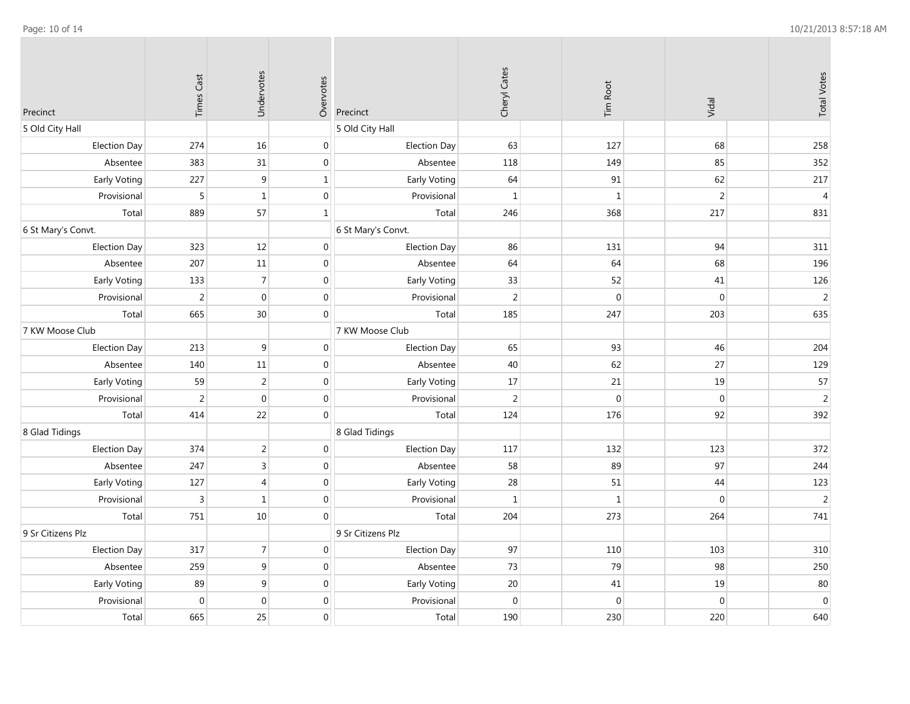| Precinct | Times Cast | Undervotes | Overvotes |
|---|---|---|---|
| 5 Old City Hall | | | |
| Election Day | 274 | 16 | 0 |
| Absentee | 383 | 31 | 0 |
| Early Voting | 227 | 9 | 1 |
| Provisional | 5 | 1 | 0 |
| Total | 889 | 57 | 1 |
| 6 St Mary's Convt. | | | |
| Election Day | 323 | 12 | 0 |
| Absentee | 207 | 11 | 0 |
| Early Voting | 133 | 7 | 0 |
| Provisional | 2 | 0 | 0 |
| Total | 665 | 30 | 0 |
| 7 KW Moose Club | | | |
| Election Day | 213 | 9 | 0 |
| Absentee | 140 | 11 | 0 |
| Early Voting | 59 | 2 | 0 |
| Provisional | 2 | 0 | 0 |
| Total | 414 | 22 | 0 |
| 8 Glad Tidings | | | |
| Election Day | 374 | 2 | 0 |
| Absentee | 247 | 3 | 0 |
| Early Voting | 127 | 4 | 0 |
| Provisional | 3 | 1 | 0 |
| Total | 751 | 10 | 0 |
| 9 Sr Citizens Plz | | | |
| Election Day | 317 | 7 | 0 |
| Absentee | 259 | 9 | 0 |
| Early Voting | 89 | 9 | 0 |
| Provisional | 0 | 0 | 0 |
| Total | 665 | 25 | 0 |

| Precinct | Cheryl Cates | Tim Root | Vidal | Total Votes |
|---|---|---|---|---|
| 5 Old City Hall | | | | |
| Election Day | 63 | 127 | 68 | 258 |
| Absentee | 118 | 149 | 85 | 352 |
| Early Voting | 64 | 91 | 62 | 217 |
| Provisional | 1 | 1 | 2 | 4 |
| Total | 246 | 368 | 217 | 831 |
| 6 St Mary's Convt. | | | | |
| Election Day | 86 | 131 | 94 | 311 |
| Absentee | 64 | 64 | 68 | 196 |
| Early Voting | 33 | 52 | 41 | 126 |
| Provisional | 2 | 0 | 0 | 2 |
| Total | 185 | 247 | 203 | 635 |
| 7 KW Moose Club | | | | |
| Election Day | 65 | 93 | 46 | 204 |
| Absentee | 40 | 62 | 27 | 129 |
| Early Voting | 17 | 21 | 19 | 57 |
| Provisional | 2 | 0 | 0 | 2 |
| Total | 124 | 176 | 92 | 392 |
| 8 Glad Tidings | | | | |
| Election Day | 117 | 132 | 123 | 372 |
| Absentee | 58 | 89 | 97 | 244 |
| Early Voting | 28 | 51 | 44 | 123 |
| Provisional | 1 | 1 | 0 | 2 |
| Total | 204 | 273 | 264 | 741 |
| 9 Sr Citizens Plz | | | | |
| Election Day | 97 | 110 | 103 | 310 |
| Absentee | 73 | 79 | 98 | 250 |
| Early Voting | 20 | 41 | 19 | 80 |
| Provisional | 0 | 0 | 0 | 0 |
| Total | 190 | 230 | 220 | 640 |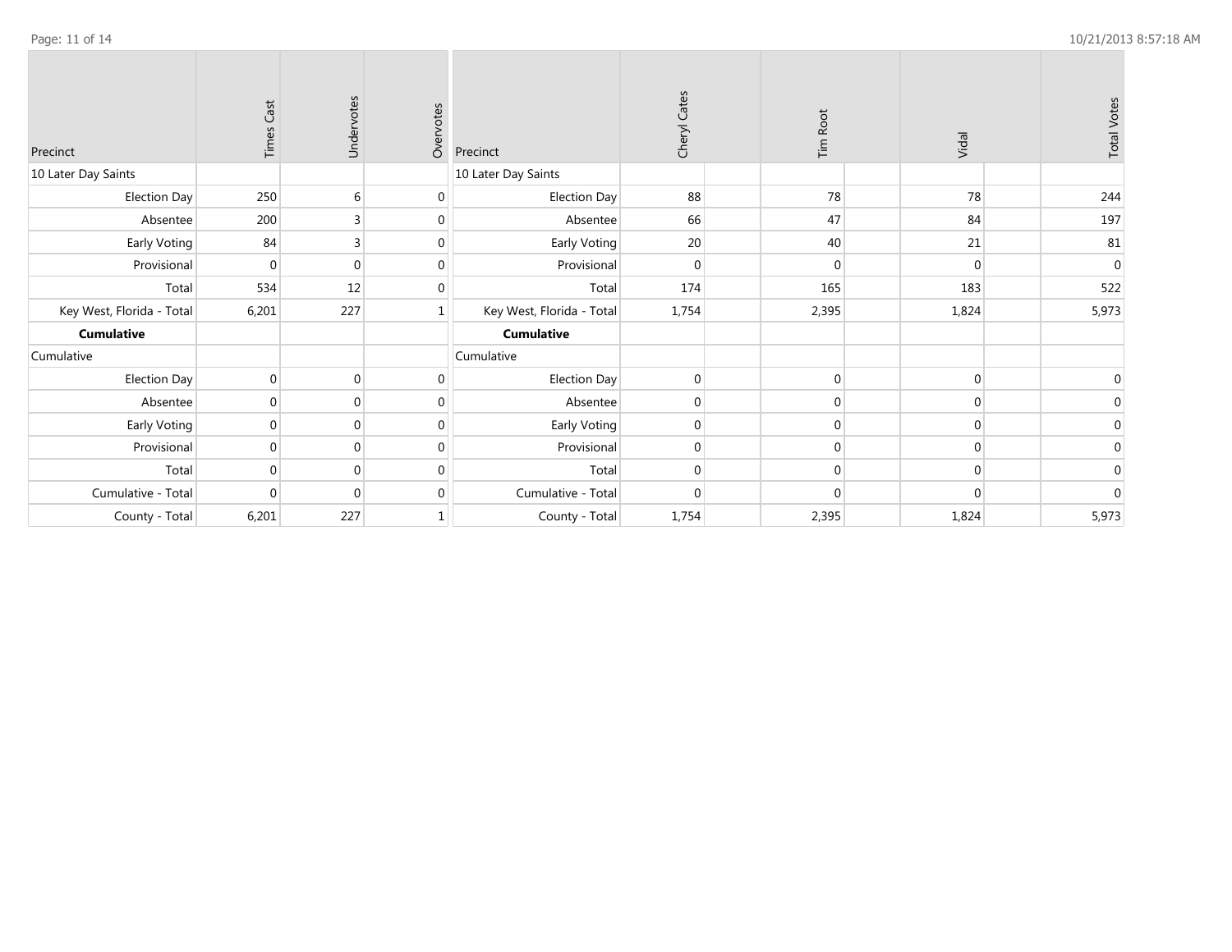| Precinct | Times Cast | Undervotes | Overvotes |
|---|---|---|---|
| 10 Later Day Saints | | | |
| Election Day | 250 | 6 | 0 |
| Absentee | 200 | 3 | 0 |
| Early Voting | 84 | 3 | 0 |
| Provisional | 0 | 0 | 0 |
| Total | 534 | 12 | 0 |
| Key West, Florida - Total | 6,201 | 227 | 1 |
| **Cumulative** | | | |
| Cumulative | | | |
| Election Day | 0 | 0 | 0 |
| Absentee | 0 | 0 | 0 |
| Early Voting | 0 | 0 | 0 |
| Provisional | 0 | 0 | 0 |
| Total | 0 | 0 | 0 |
| Cumulative - Total | 0 | 0 | 0 |
| County - Total | 6,201 | 227 | 1 |

| Precinct | Cheryl Cates | Tim Root | Vidal | Total Votes |
|---|---|---|---|---|
| 10 Later Day Saints | | | | |
| Election Day | 88 | 78 | 78 | 244 |
| Absentee | 66 | 47 | 84 | 197 |
| Early Voting | 20 | 40 | 21 | 81 |
| Provisional | 0 | 0 | 0 | 0 |
| Total | 174 | 165 | 183 | 522 |
| Key West, Florida - Total | 1,754 | 2,395 | 1,824 | 5,973 |
| **Cumulative** | | | | |
| Cumulative | | | | |
| Election Day | 0 | 0 | 0 | 0 |
| Absentee | 0 | 0 | 0 | 0 |
| Early Voting | 0 | 0 | 0 | 0 |
| Provisional | 0 | 0 | 0 | 0 |
| Total | 0 | 0 | 0 | 0 |
| Cumulative - Total | 0 | 0 | 0 | 0 |
| County - Total | 1,754 | 2,395 | 1,824 | 5,973 |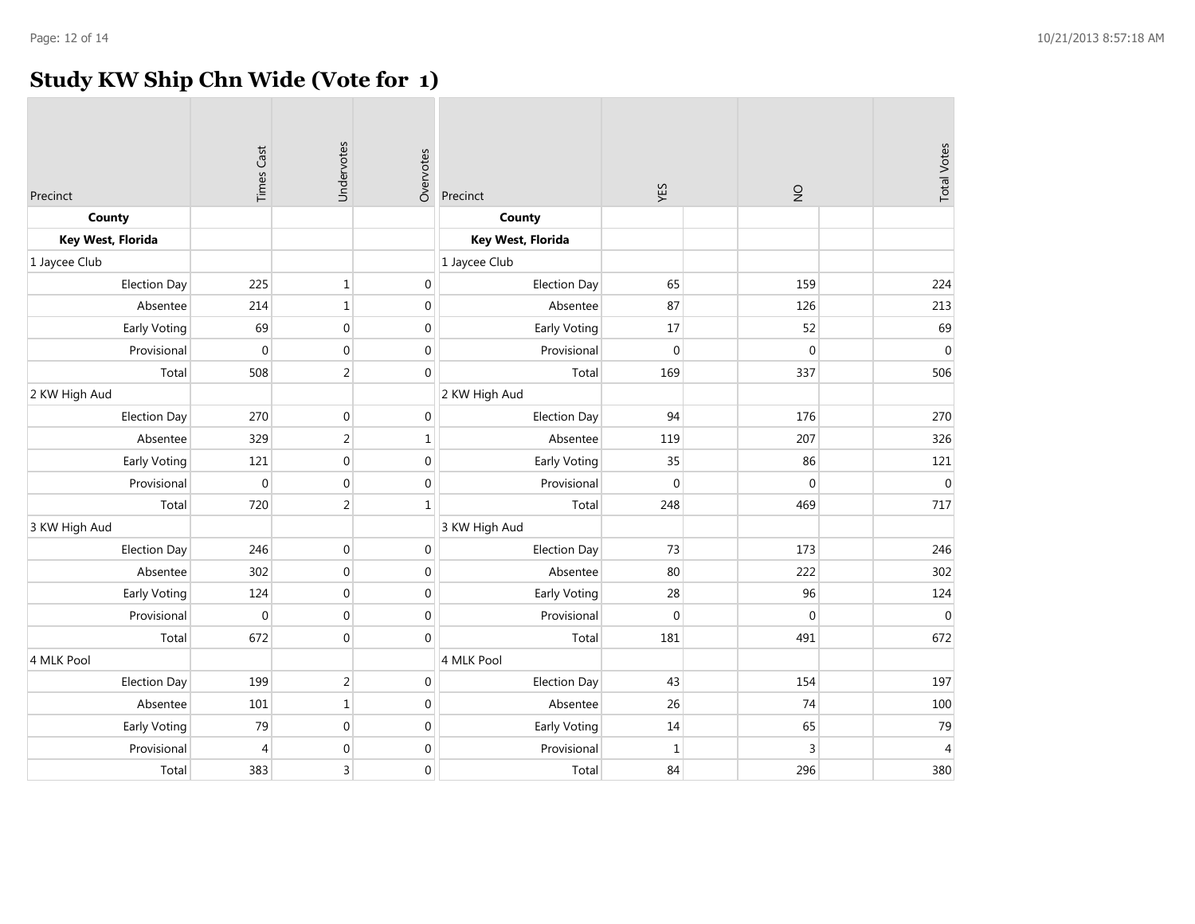# Study KW Ship Chn Wide (Vote for 1)

| Precinct | Times Cast | Undervotes | Overvotes |
|---|---|---|---|
| **County** | | | |
| **Key West, Florida** | | | |
| 1 Jaycee Club | | | |
| Election Day | 225 | 1 | 0 |
| Absentee | 214 | 1 | 0 |
| Early Voting | 69 | 0 | 0 |
| Provisional | 0 | 0 | 0 |
| Total | 508 | 2 | 0 |
| 2 KW High Aud | | | |
| Election Day | 270 | 0 | 0 |
| Absentee | 329 | 2 | 1 |
| Early Voting | 121 | 0 | 0 |
| Provisional | 0 | 0 | 0 |
| Total | 720 | 2 | 1 |
| 3 KW High Aud | | | |
| Election Day | 246 | 0 | 0 |
| Absentee | 302 | 0 | 0 |
| Early Voting | 124 | 0 | 0 |
| Provisional | 0 | 0 | 0 |
| Total | 672 | 0 | 0 |
| 4 MLK Pool | | | |
| Election Day | 199 | 2 | 0 |
| Absentee | 101 | 1 | 0 |
| Early Voting | 79 | 0 | 0 |
| Provisional | 4 | 0 | 0 |
| Total | 383 | 3 | 0 |

| Precinct | YES | NO | Total Votes |
|---|---|---|---|
| **County** | | | |
| **Key West, Florida** | | | |
| 1 Jaycee Club | | | |
| Election Day | 65 | 159 | 224 |
| Absentee | 87 | 126 | 213 |
| Early Voting | 17 | 52 | 69 |
| Provisional | 0 | 0 | 0 |
| Total | 169 | 337 | 506 |
| 2 KW High Aud | | | |
| Election Day | 94 | 176 | 270 |
| Absentee | 119 | 207 | 326 |
| Early Voting | 35 | 86 | 121 |
| Provisional | 0 | 0 | 0 |
| Total | 248 | 469 | 717 |
| 3 KW High Aud | | | |
| Election Day | 73 | 173 | 246 |
| Absentee | 80 | 222 | 302 |
| Early Voting | 28 | 96 | 124 |
| Provisional | 0 | 0 | 0 |
| Total | 181 | 491 | 672 |
| 4 MLK Pool | | | |
| Election Day | 43 | 154 | 197 |
| Absentee | 26 | 74 | 100 |
| Early Voting | 14 | 65 | 79 |
| Provisional | 1 | 3 | 4 |
| Total | 84 | 296 | 380 |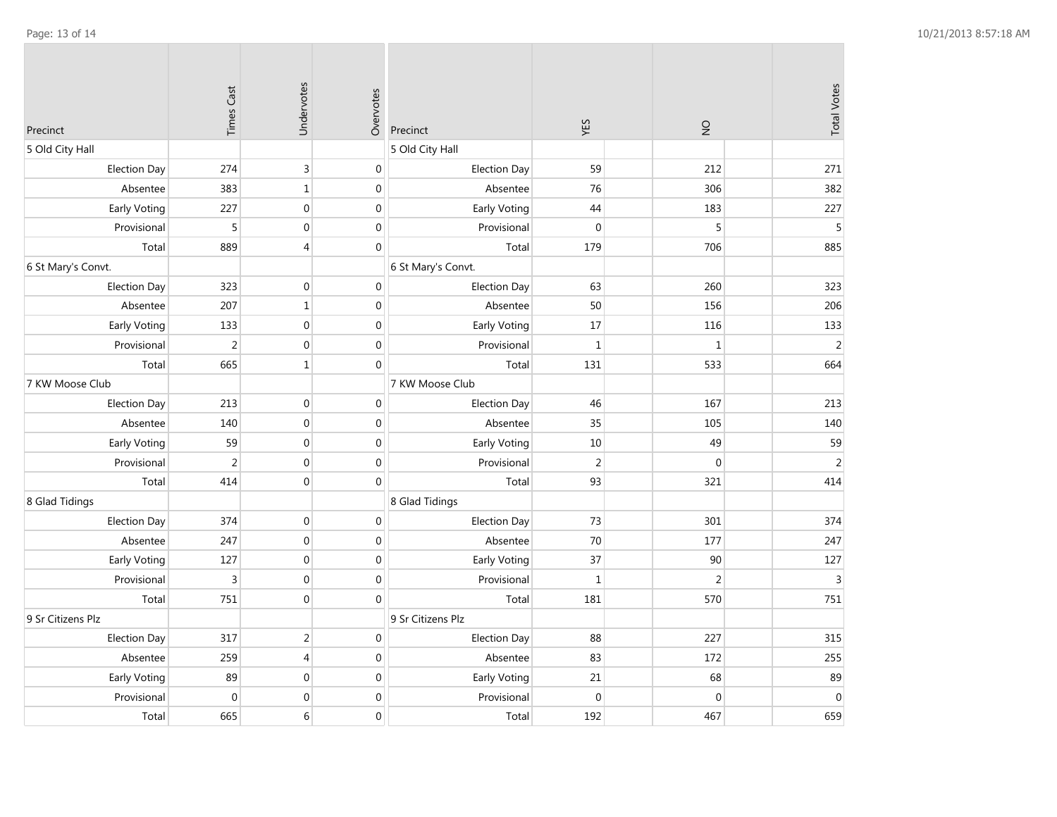| Precinct | Times Cast | Undervotes | Overvotes | Precinct | YES | NO | Total Votes |
|---|---|---|---|---|---|---|---|
| 5 Old City Hall | | | | 5 Old City Hall | | | |
| Election Day | 274 | 3 | 0 | Election Day | 59 | 212 | 271 |
| Absentee | 383 | 1 | 0 | Absentee | 76 | 306 | 382 |
| Early Voting | 227 | 0 | 0 | Early Voting | 44 | 183 | 227 |
| Provisional | 5 | 0 | 0 | Provisional | 0 | 5 | 5 |
| Total | 889 | 4 | 0 | Total | 179 | 706 | 885 |
| 6 St Mary's Convt. | | | | 6 St Mary's Convt. | | | |
| Election Day | 323 | 0 | 0 | Election Day | 63 | 260 | 323 |
| Absentee | 207 | 1 | 0 | Absentee | 50 | 156 | 206 |
| Early Voting | 133 | 0 | 0 | Early Voting | 17 | 116 | 133 |
| Provisional | 2 | 0 | 0 | Provisional | 1 | 1 | 2 |
| Total | 665 | 1 | 0 | Total | 131 | 533 | 664 |
| 7 KW Moose Club | | | | 7 KW Moose Club | | | |
| Election Day | 213 | 0 | 0 | Election Day | 46 | 167 | 213 |
| Absentee | 140 | 0 | 0 | Absentee | 35 | 105 | 140 |
| Early Voting | 59 | 0 | 0 | Early Voting | 10 | 49 | 59 |
| Provisional | 2 | 0 | 0 | Provisional | 2 | 0 | 2 |
| Total | 414 | 0 | 0 | Total | 93 | 321 | 414 |
| 8 Glad Tidings | | | | 8 Glad Tidings | | | |
| Election Day | 374 | 0 | 0 | Election Day | 73 | 301 | 374 |
| Absentee | 247 | 0 | 0 | Absentee | 70 | 177 | 247 |
| Early Voting | 127 | 0 | 0 | Early Voting | 37 | 90 | 127 |
| Provisional | 3 | 0 | 0 | Provisional | 1 | 2 | 3 |
| Total | 751 | 0 | 0 | Total | 181 | 570 | 751 |
| 9 Sr Citizens Plz | | | | 9 Sr Citizens Plz | | | |
| Election Day | 317 | 2 | 0 | Election Day | 88 | 227 | 315 |
| Absentee | 259 | 4 | 0 | Absentee | 83 | 172 | 255 |
| Early Voting | 89 | 0 | 0 | Early Voting | 21 | 68 | 89 |
| Provisional | 0 | 0 | 0 | Provisional | 0 | 0 | 0 |
| Total | 665 | 6 | 0 | Total | 192 | 467 | 659 |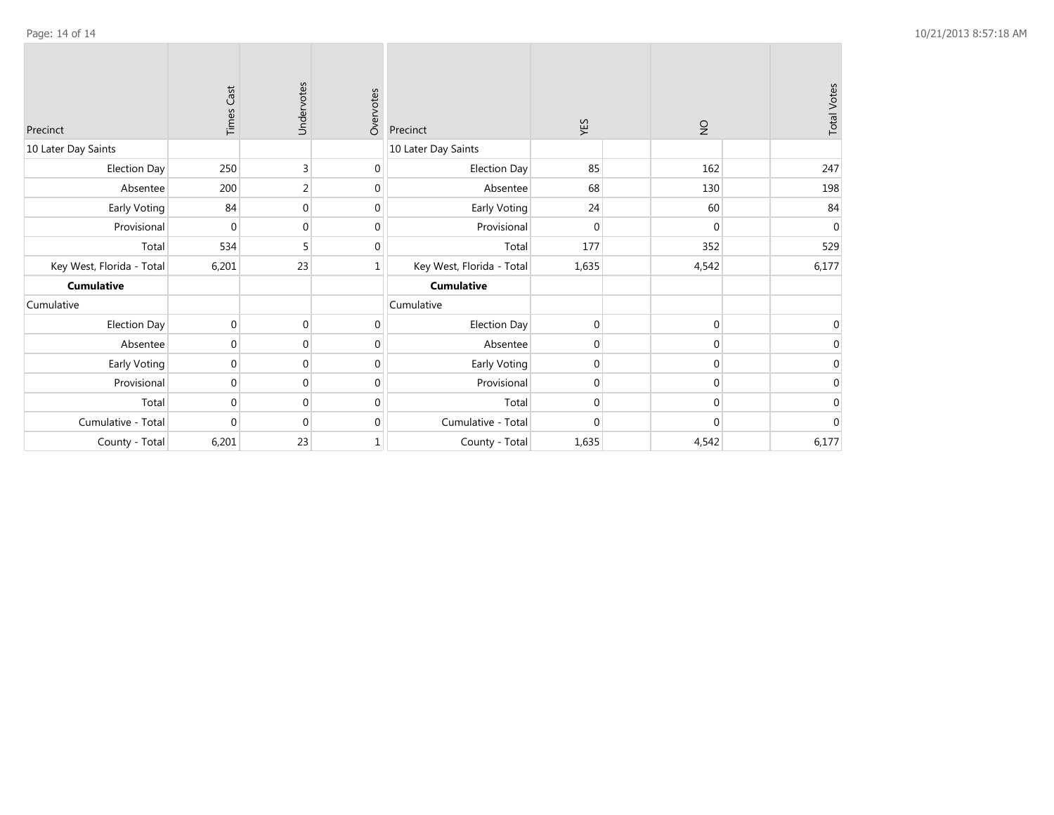| Precinct | Times Cast | Undervotes | Overvotes |
|---|---|---|---|
| 10 Later Day Saints | | | |
| Election Day | 250 | 3 | 0 |
| Absentee | 200 | 2 | 0 |
| Early Voting | 84 | 0 | 0 |
| Provisional | 0 | 0 | 0 |
| Total | 534 | 5 | 0 |
| Key West, Florida - Total | 6,201 | 23 | 1 |
| **Cumulative** | | | |
| Cumulative | | | |
| Election Day | 0 | 0 | 0 |
| Absentee | 0 | 0 | 0 |
| Early Voting | 0 | 0 | 0 |
| Provisional | 0 | 0 | 0 |
| Total | 0 | 0 | 0 |
| Cumulative - Total | 0 | 0 | 0 |
| County - Total | 6,201 | 23 | 1 |

| Precinct | YES | NO | Total Votes |
|---|---|---|---|
| 10 Later Day Saints | | | |
| Election Day | 85 | 162 | 247 |
| Absentee | 68 | 130 | 198 |
| Early Voting | 24 | 60 | 84 |
| Provisional | 0 | 0 | 0 |
| Total | 177 | 352 | 529 |
| Key West, Florida - Total | 1,635 | 4,542 | 6,177 |
| **Cumulative** | | | |
| Cumulative | | | |
| Election Day | 0 | 0 | 0 |
| Absentee | 0 | 0 | 0 |
| Early Voting | 0 | 0 | 0 |
| Provisional | 0 | 0 | 0 |
| Total | 0 | 0 | 0 |
| Cumulative - Total | 0 | 0 | 0 |
| County - Total | 1,635 | 4,542 | 6,177 |